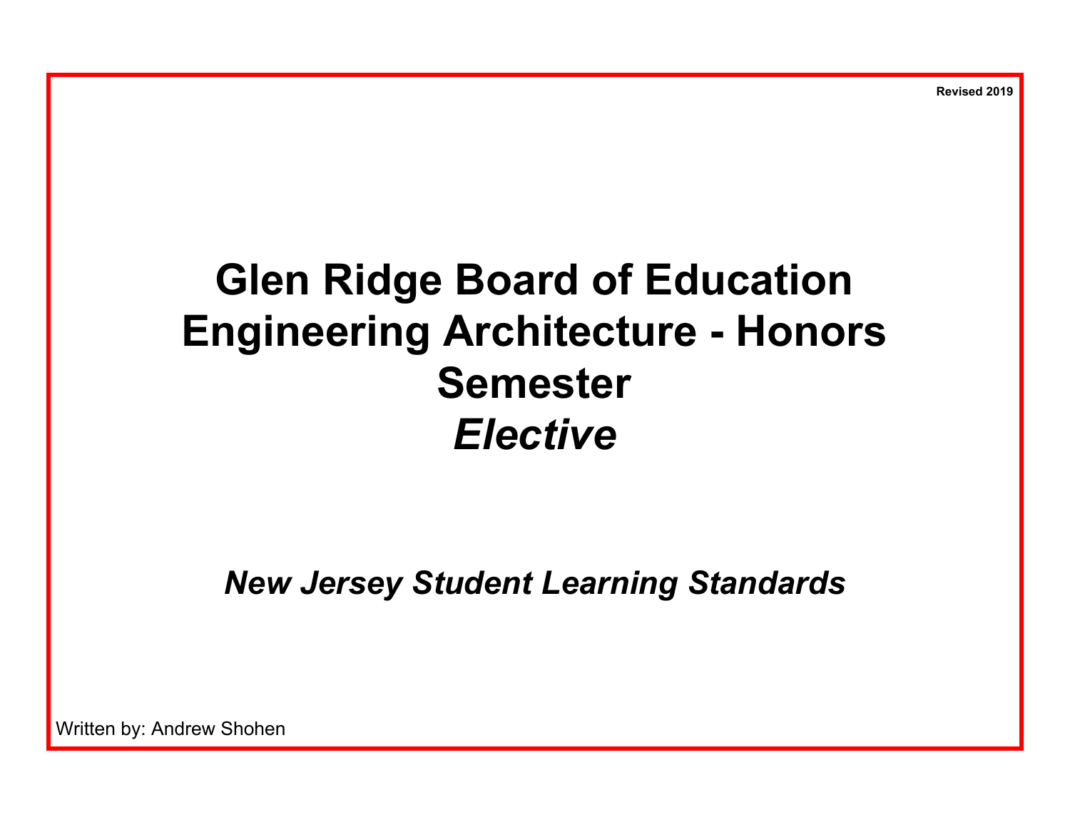Revised 2019

# Glen Ridge Board of Education
# Engineering Architecture - Honors
# Semester
# *Elective*

***New Jersey Student Learning Standards***

Written by: Andrew Shohen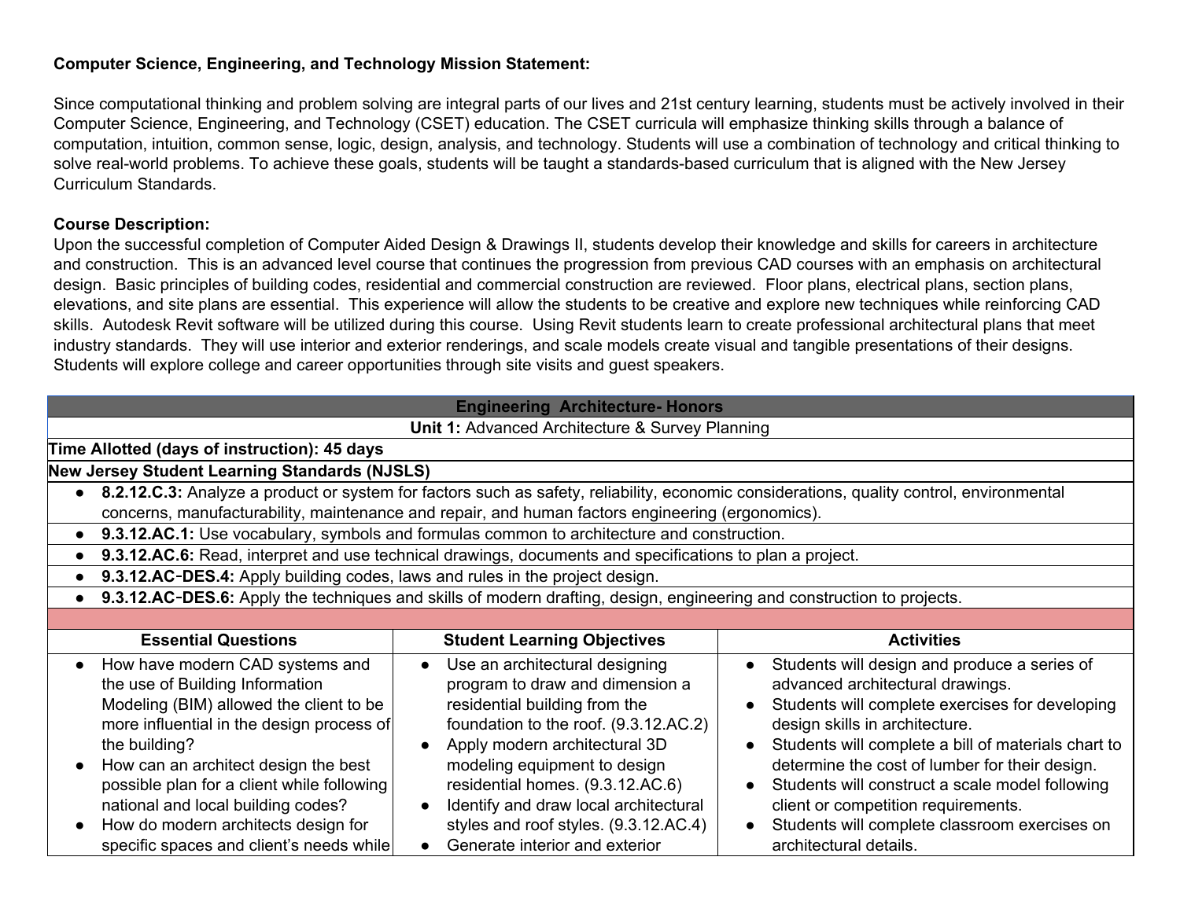**Computer Science, Engineering, and Technology Mission Statement:**

Since computational thinking and problem solving are integral parts of our lives and 21st century learning, students must be actively involved in their Computer Science, Engineering, and Technology (CSET) education. The CSET curricula will emphasize thinking skills through a balance of computation, intuition, common sense, logic, design, analysis, and technology. Students will use a combination of technology and critical thinking to solve real-world problems. To achieve these goals, students will be taught a standards-based curriculum that is aligned with the New Jersey Curriculum Standards.

**Course Description:**

Upon the successful completion of Computer Aided Design & Drawings II, students develop their knowledge and skills for careers in architecture and construction. This is an advanced level course that continues the progression from previous CAD courses with an emphasis on architectural design. Basic principles of building codes, residential and commercial construction are reviewed. Floor plans, electrical plans, section plans, elevations, and site plans are essential. This experience will allow the students to be creative and explore new techniques while reinforcing CAD skills. Autodesk Revit software will be utilized during this course. Using Revit students learn to create professional architectural plans that meet industry standards. They will use interior and exterior renderings, and scale models create visual and tangible presentations of their designs. Students will explore college and career opportunities through site visits and guest speakers.

| **Engineering Architecture- Honors** | | |
|---|---|---|
| **Unit 1:** Advanced Architecture & Survey Planning | | |
| **Time Allotted (days of instruction): 45 days** | | |
| **New Jersey Student Learning Standards (NJSLS)** | | |
| • **8.2.12.C.3:** Analyze a product or system for factors such as safety, reliability, economic considerations, quality control, environmental concerns, manufacturability, maintenance and repair, and human factors engineering (ergonomics). | | |
| • **9.3.12.AC.1:** Use vocabulary, symbols and formulas common to architecture and construction. | | |
| • **9.3.12.AC.6:** Read, interpret and use technical drawings, documents and specifications to plan a project. | | |
| • **9.3.12.AC-DES.4:** Apply building codes, laws and rules in the project design. | | |
| • **9.3.12.AC-DES.6:** Apply the techniques and skills of modern drafting, design, engineering and construction to projects. | | |
| | | |
| **Essential Questions** | **Student Learning Objectives** | **Activities** |
| • How have modern CAD systems and the use of Building Information Modeling (BIM) allowed the client to be more influential in the design process of the building?<br>• How can an architect design the best possible plan for a client while following national and local building codes?<br>• How do modern architects design for specific spaces and client's needs while | • Use an architectural designing program to draw and dimension a residential building from the foundation to the roof. (9.3.12.AC.2)<br>• Apply modern architectural 3D modeling equipment to design residential homes. (9.3.12.AC.6)<br>• Identify and draw local architectural styles and roof styles. (9.3.12.AC.4)<br>• Generate interior and exterior | • Students will design and produce a series of advanced architectural drawings.<br>• Students will complete exercises for developing design skills in architecture.<br>• Students will complete a bill of materials chart to determine the cost of lumber for their design.<br>• Students will construct a scale model following client or competition requirements.<br>• Students will complete classroom exercises on architectural details. |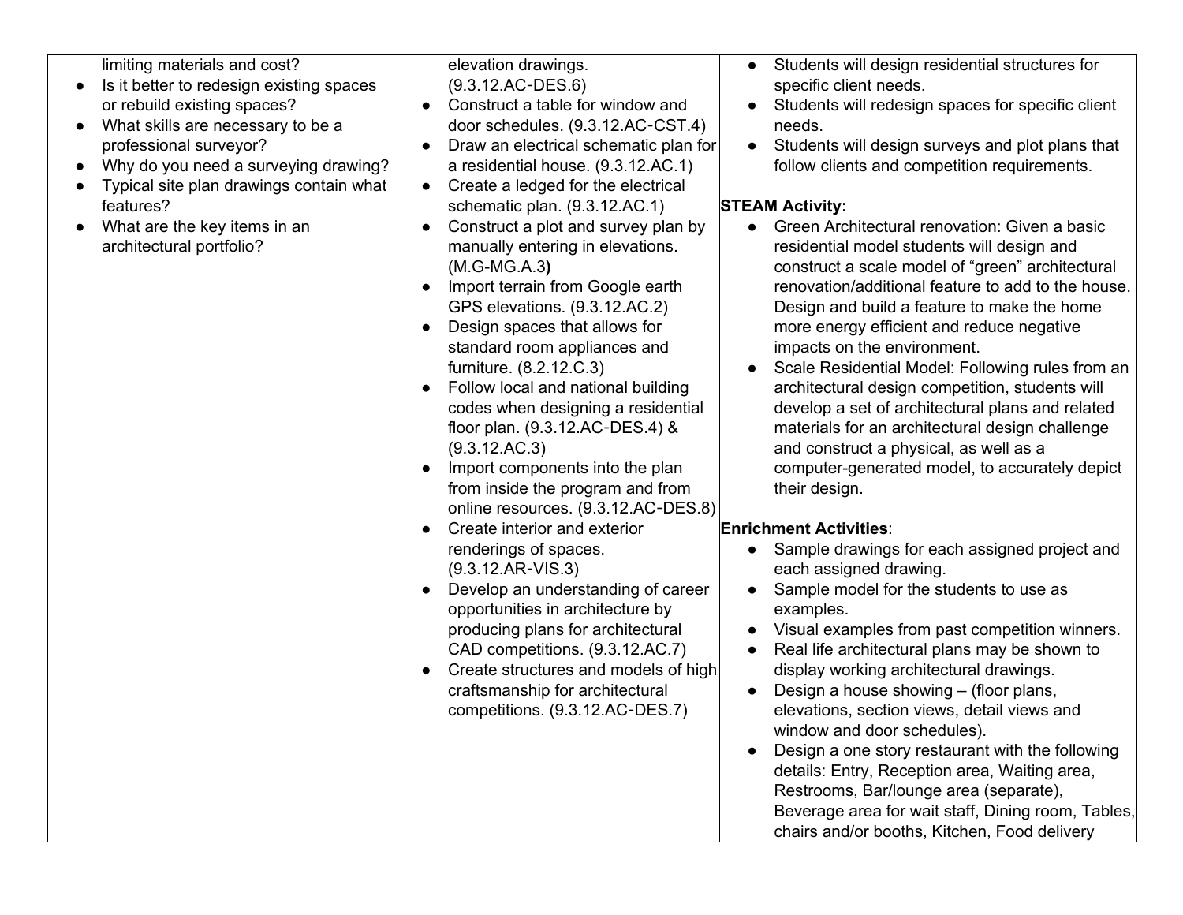| | | |
|---|---|---|
| limiting materials and cost?<br>● Is it better to redesign existing spaces or rebuild existing spaces?<br>● What skills are necessary to be a professional surveyor?<br>● Why do you need a surveying drawing?<br>● Typical site plan drawings contain what features?<br>● What are the key items in an architectural portfolio? | elevation drawings. (9.3.12.AC-DES.6)<br>● Construct a table for window and door schedules. (9.3.12.AC-CST.4)<br>● Draw an electrical schematic plan for a residential house. (9.3.12.AC.1)<br>● Create a ledged for the electrical schematic plan. (9.3.12.AC.1)<br>● Construct a plot and survey plan by manually entering in elevations. (M.G-MG.A.3**)**<br>● Import terrain from Google earth GPS elevations. (9.3.12.AC.2)<br>● Design spaces that allows for standard room appliances and furniture. (8.2.12.C.3)<br>● Follow local and national building codes when designing a residential floor plan. (9.3.12.AC-DES.4) & (9.3.12.AC.3)<br>● Import components into the plan from inside the program and from online resources. (9.3.12.AC-DES.8)<br>● Create interior and exterior renderings of spaces. (9.3.12.AR-VIS.3)<br>● Develop an understanding of career opportunities in architecture by producing plans for architectural CAD competitions. (9.3.12.AC.7)<br>● Create structures and models of high craftsmanship for architectural competitions. (9.3.12.AC-DES.7) | ● Students will design residential structures for specific client needs.<br>● Students will redesign spaces for specific client needs.<br>● Students will design surveys and plot plans that follow clients and competition requirements.<br><br>**STEAM Activity:**<br>● Green Architectural renovation: Given a basic residential model students will design and construct a scale model of "green" architectural renovation/additional feature to add to the house. Design and build a feature to make the home more energy efficient and reduce negative impacts on the environment.<br>● Scale Residential Model: Following rules from an architectural design competition, students will develop a set of architectural plans and related materials for an architectural design challenge and construct a physical, as well as a computer-generated model, to accurately depict their design.<br><br>**Enrichment Activities**:<br>● Sample drawings for each assigned project and each assigned drawing.<br>● Sample model for the students to use as examples.<br>● Visual examples from past competition winners.<br>● Real life architectural plans may be shown to display working architectural drawings.<br>● Design a house showing – (floor plans, elevations, section views, detail views and window and door schedules).<br>● Design a one story restaurant with the following details: Entry, Reception area, Waiting area, Restrooms, Bar/lounge area (separate), Beverage area for wait staff, Dining room, Tables, chairs and/or booths, Kitchen, Food delivery |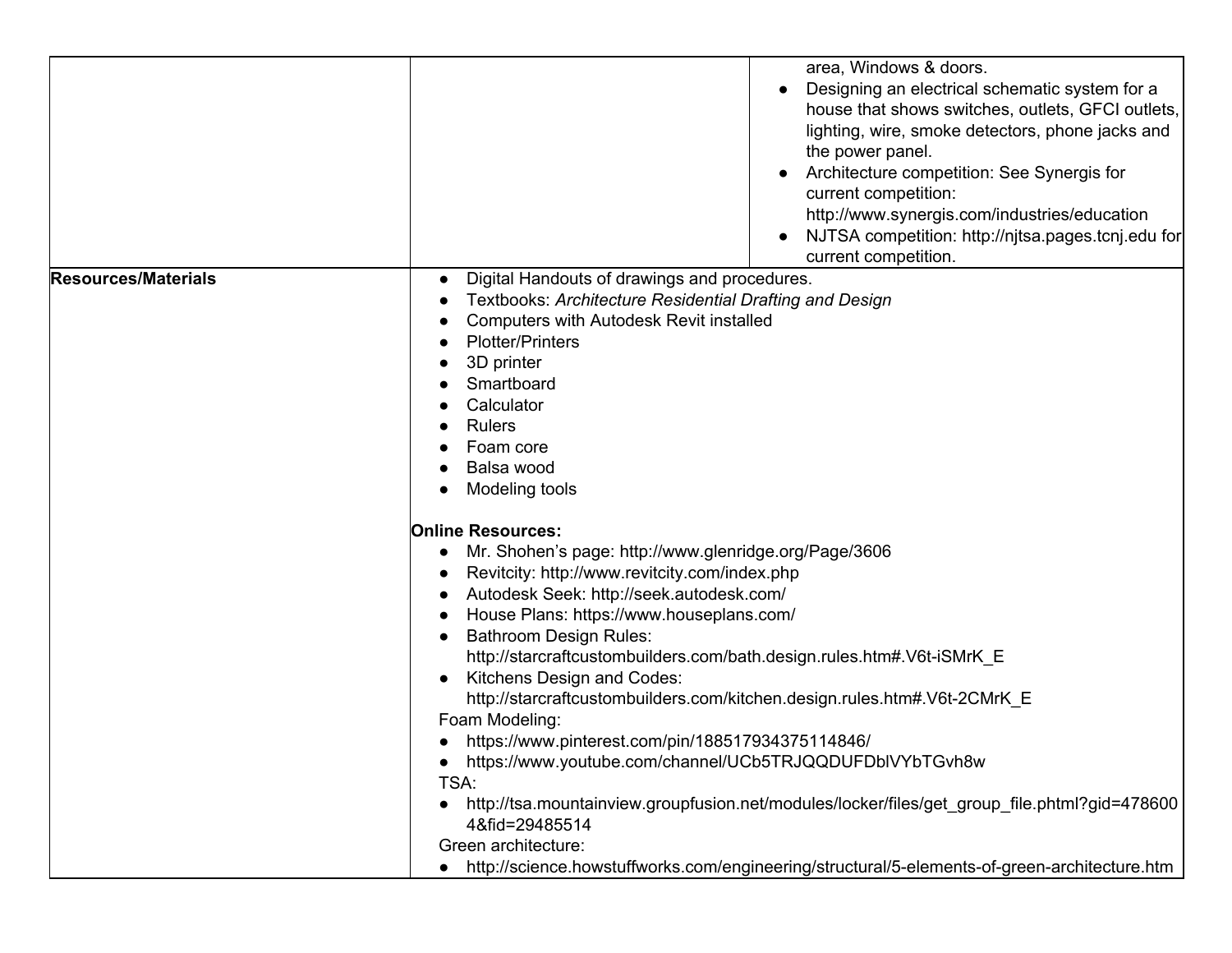| | | |
|---|---|---|
| | | area, Windows & doors.<br>• Designing an electrical schematic system for a house that shows switches, outlets, GFCI outlets, lighting, wire, smoke detectors, phone jacks and the power panel.<br>• Architecture competition: See Synergis for current competition: http://www.synergis.com/industries/education<br>• NJTSA competition: http://njtsa.pages.tcnj.edu for current competition. |
| **Resources/Materials** | • Digital Handouts of drawings and procedures.<br>• Textbooks: *Architecture Residential Drafting and Design*<br>• Computers with Autodesk Revit installed<br>• Plotter/Printers<br>• 3D printer<br>• Smartboard<br>• Calculator<br>• Rulers<br>• Foam core<br>• Balsa wood<br>• Modeling tools<br><br>**Online Resources:**<br>• Mr. Shohen's page: http://www.glenridge.org/Page/3606<br>• Revitcity: http://www.revitcity.com/index.php<br>• Autodesk Seek: http://seek.autodesk.com/<br>• House Plans: https://www.houseplans.com/<br>• Bathroom Design Rules: http://starcraftcustombuilders.com/bath.design.rules.htm#.V6t-iSMrK_E<br>• Kitchens Design and Codes: http://starcraftcustombuilders.com/kitchen.design.rules.htm#.V6t-2CMrK_E<br>Foam Modeling:<br>• https://www.pinterest.com/pin/188517934375114846/<br>• https://www.youtube.com/channel/UCb5TRJQQDUFDblVYbTGvh8w<br>TSA:<br>• http://tsa.mountainview.groupfusion.net/modules/locker/files/get_group_file.phtml?gid=4786004&fid=29485514<br>Green architecture:<br>• http://science.howstuffworks.com/engineering/structural/5-elements-of-green-architecture.htm | |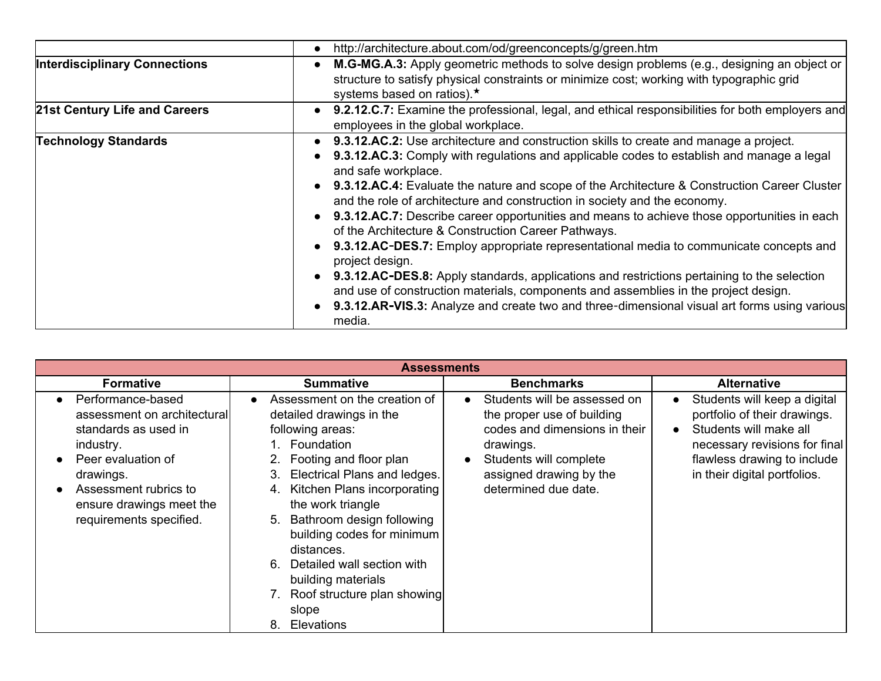| | |
|---|---|
| | • http://architecture.about.com/od/greenconcepts/g/green.htm |
| **Interdisciplinary Connections** | • **M.G-MG.A.3:** Apply geometric methods to solve design problems (e.g., designing an object or structure to satisfy physical constraints or minimize cost; working with typographic grid systems based on ratios).★ |
| **21st Century Life and Careers** | • **9.2.12.C.7:** Examine the professional, legal, and ethical responsibilities for both employers and employees in the global workplace. |
| **Technology Standards** | • **9.3.12.AC.2:** Use architecture and construction skills to create and manage a project.<br>• **9.3.12.AC.3:** Comply with regulations and applicable codes to establish and manage a legal and safe workplace.<br>• **9.3.12.AC.4:** Evaluate the nature and scope of the Architecture & Construction Career Cluster and the role of architecture and construction in society and the economy.<br>• **9.3.12.AC.7:** Describe career opportunities and means to achieve those opportunities in each of the Architecture & Construction Career Pathways.<br>• **9.3.12.AC-DES.7:** Employ appropriate representational media to communicate concepts and project design.<br>• **9.3.12.AC-DES.8:** Apply standards, applications and restrictions pertaining to the selection and use of construction materials, components and assemblies in the project design.<br>• **9.3.12.AR-VIS.3:** Analyze and create two and three-dimensional visual art forms using various media. |

| **Assessments** | | | |
|---|---|---|---|
| **Formative** | **Summative** | **Benchmarks** | **Alternative** |
| • Performance-based assessment on architectural standards as used in industry.<br>• Peer evaluation of drawings.<br>• Assessment rubrics to ensure drawings meet the requirements specified. | • Assessment on the creation of detailed drawings in the following areas:<br>1. Foundation<br>2. Footing and floor plan<br>3. Electrical Plans and ledges.<br>4. Kitchen Plans incorporating the work triangle<br>5. Bathroom design following building codes for minimum distances.<br>6. Detailed wall section with building materials<br>7. Roof structure plan showing slope<br>8. Elevations | • Students will be assessed on the proper use of building codes and dimensions in their drawings.<br>• Students will complete assigned drawing by the determined due date. | • Students will keep a digital portfolio of their drawings.<br>• Students will make all necessary revisions for final flawless drawing to include in their digital portfolios. |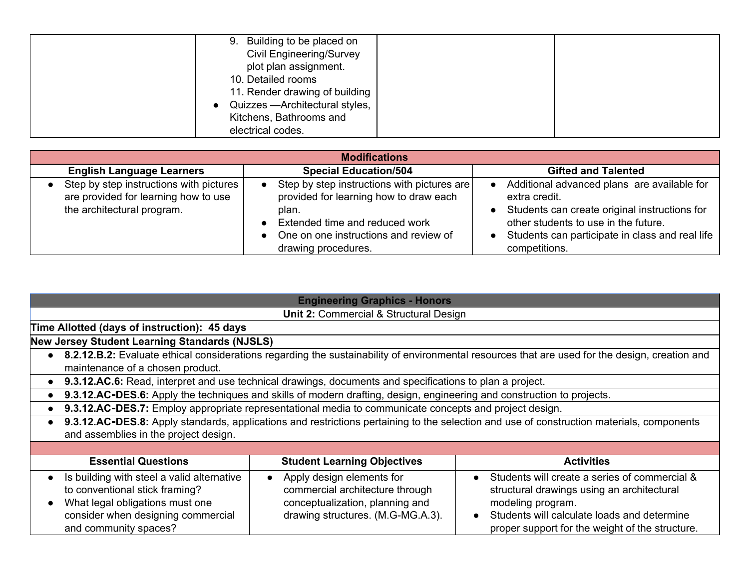| | | | |
|---|---|---|---|
| | 9. Building to be placed on Civil Engineering/Survey plot plan assignment.<br>10. Detailed rooms<br>11. Render drawing of building<br>• Quizzes —Architectural styles, Kitchens, Bathrooms and electrical codes. | | |

| Modifications | | |
|---|---|---|
| **English Language Learners** | **Special Education/504** | **Gifted and Talented** |
| • Step by step instructions with pictures are provided for learning how to use the architectural program. | • Step by step instructions with pictures are provided for learning how to draw each plan.<br>• Extended time and reduced work<br>• One on one instructions and review of drawing procedures. | • Additional advanced plans are available for extra credit.<br>• Students can create original instructions for other students to use in the future.<br>• Students can participate in class and real life competitions. |

| Engineering Graphics - Honors | | |
|---|---|---|
| **Unit 2:** Commercial & Structural Design | | |
| **Time Allotted (days of instruction): 45 days** | | |
| **New Jersey Student Learning Standards (NJSLS)** | | |
| • **8.2.12.B.2:** Evaluate ethical considerations regarding the sustainability of environmental resources that are used for the design, creation and maintenance of a chosen product. | | |
| • **9.3.12.AC.6:** Read, interpret and use technical drawings, documents and specifications to plan a project. | | |
| • **9.3.12.AC-DES.6:** Apply the techniques and skills of modern drafting, design, engineering and construction to projects. | | |
| • **9.3.12.AC-DES.7:** Employ appropriate representational media to communicate concepts and project design. | | |
| • **9.3.12.AC-DES.8:** Apply standards, applications and restrictions pertaining to the selection and use of construction materials, components and assemblies in the project design. | | |
| | | |
| **Essential Questions** | **Student Learning Objectives** | **Activities** |
| • Is building with steel a valid alternative to conventional stick framing?<br>• What legal obligations must one consider when designing commercial and community spaces? | • Apply design elements for commercial architecture through conceptualization, planning and drawing structures. (M.G-MG.A.3). | • Students will create a series of commercial & structural drawings using an architectural modeling program.<br>• Students will calculate loads and determine proper support for the weight of the structure. |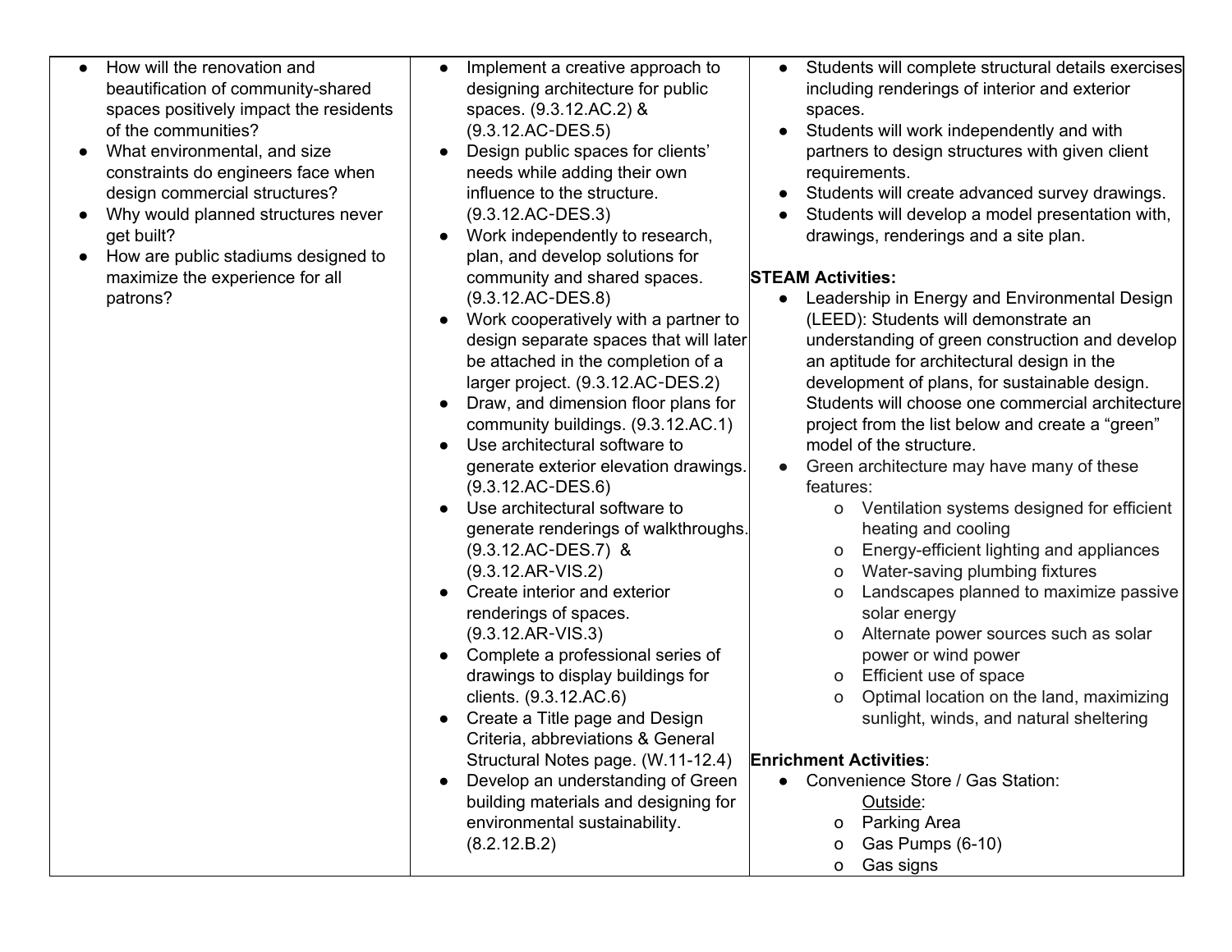| | | |
|---|---|---|
| • How will the renovation and beautification of community-shared spaces positively impact the residents of the communities?<br>• What environmental, and size constraints do engineers face when design commercial structures?<br>• Why would planned structures never get built?<br>• How are public stadiums designed to maximize the experience for all patrons? | • Implement a creative approach to designing architecture for public spaces. (9.3.12.AC.2) & (9.3.12.AC-DES.5)<br>• Design public spaces for clients' needs while adding their own influence to the structure. (9.3.12.AC-DES.3)<br>• Work independently to research, plan, and develop solutions for community and shared spaces. (9.3.12.AC-DES.8)<br>• Work cooperatively with a partner to design separate spaces that will later be attached in the completion of a larger project. (9.3.12.AC-DES.2)<br>• Draw, and dimension floor plans for community buildings. (9.3.12.AC.1)<br>• Use architectural software to generate exterior elevation drawings. (9.3.12.AC-DES.6)<br>• Use architectural software to generate renderings of walkthroughs. (9.3.12.AC-DES.7) & (9.3.12.AR-VIS.2)<br>• Create interior and exterior renderings of spaces. (9.3.12.AR-VIS.3)<br>• Complete a professional series of drawings to display buildings for clients. (9.3.12.AC.6)<br>• Create a Title page and Design Criteria, abbreviations & General Structural Notes page. (W.11-12.4)<br>• Develop an understanding of Green building materials and designing for environmental sustainability. (8.2.12.B.2) | • Students will complete structural details exercises including renderings of interior and exterior spaces.<br>• Students will work independently and with partners to design structures with given client requirements.<br>• Students will create advanced survey drawings.<br>• Students will develop a model presentation with, drawings, renderings and a site plan.<br><br>**STEAM Activities:**<br>• Leadership in Energy and Environmental Design (LEED): Students will demonstrate an understanding of green construction and develop an aptitude for architectural design in the development of plans, for sustainable design. Students will choose one commercial architecture project from the list below and create a "green" model of the structure.<br>• Green architecture may have many of these features:<br>  o Ventilation systems designed for efficient heating and cooling<br>  o Energy-efficient lighting and appliances<br>  o Water-saving plumbing fixtures<br>  o Landscapes planned to maximize passive solar energy<br>  o Alternate power sources such as solar power or wind power<br>  o Efficient use of space<br>  o Optimal location on the land, maximizing sunlight, winds, and natural sheltering<br><br>**Enrichment Activities**:<br>• Convenience Store / Gas Station:<br>  Outside:<br>  o Parking Area<br>  o Gas Pumps (6-10)<br>  o Gas signs |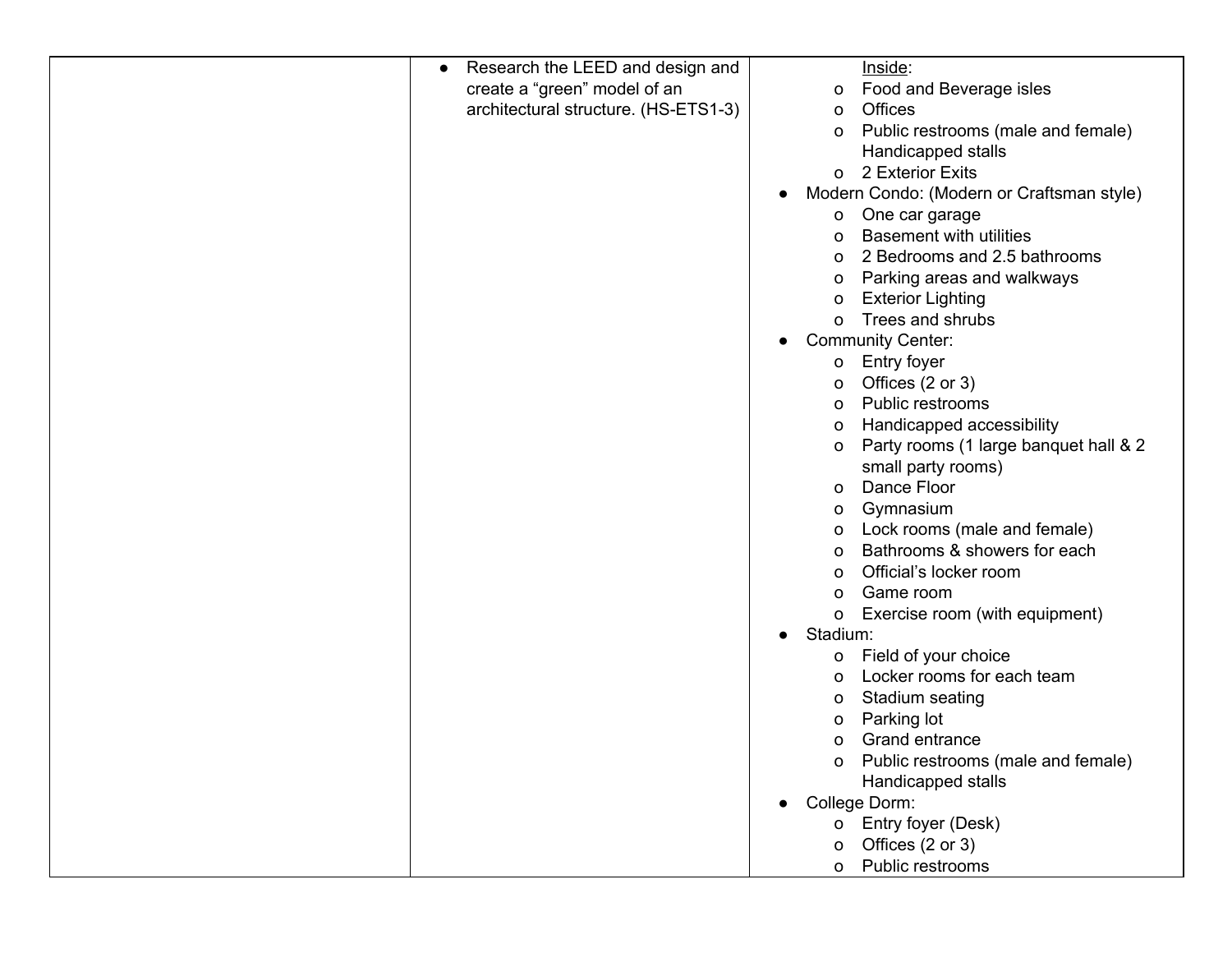| | | |
|---|---|---|
| | ● Research the LEED and design and create a "green" model of an architectural structure. (HS-ETS1-3) | <u>Inside</u>:<br>o Food and Beverage isles<br>o Offices<br>o Public restrooms (male and female) Handicapped stalls<br>o 2 Exterior Exits<br>● Modern Condo: (Modern or Craftsman style)<br>o One car garage<br>o Basement with utilities<br>o 2 Bedrooms and 2.5 bathrooms<br>o Parking areas and walkways<br>o Exterior Lighting<br>o Trees and shrubs<br>● Community Center:<br>o Entry foyer<br>o Offices (2 or 3)<br>o Public restrooms<br>o Handicapped accessibility<br>o Party rooms (1 large banquet hall & 2 small party rooms)<br>o Dance Floor<br>o Gymnasium<br>o Lock rooms (male and female)<br>o Bathrooms & showers for each<br>o Official's locker room<br>o Game room<br>o Exercise room (with equipment)<br>● Stadium:<br>o Field of your choice<br>o Locker rooms for each team<br>o Stadium seating<br>o Parking lot<br>o Grand entrance<br>o Public restrooms (male and female) Handicapped stalls<br>● College Dorm:<br>o Entry foyer (Desk)<br>o Offices (2 or 3)<br>o Public restrooms |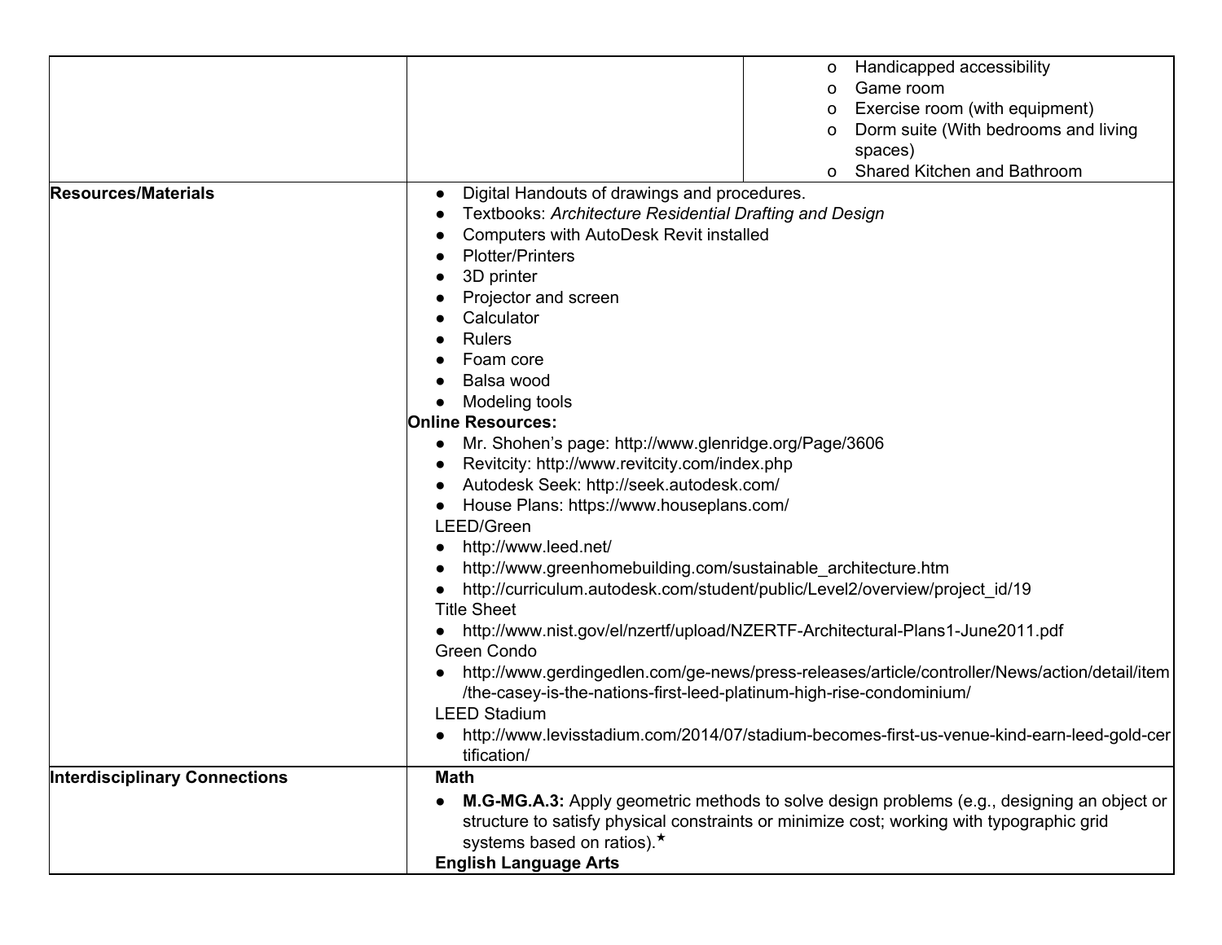| | | |
|---|---|---|
| | | o Handicapped accessibility<br>o Game room<br>o Exercise room (with equipment)<br>o Dorm suite (With bedrooms and living spaces)<br>o Shared Kitchen and Bathroom |
| **Resources/Materials** | • Digital Handouts of drawings and procedures.<br>• Textbooks: *Architecture Residential Drafting and Design*<br>• Computers with AutoDesk Revit installed<br>• Plotter/Printers<br>• 3D printer<br>• Projector and screen<br>• Calculator<br>• Rulers<br>• Foam core<br>• Balsa wood<br>• Modeling tools<br>**Online Resources:**<br>• Mr. Shohen's page: http://www.glenridge.org/Page/3606<br>• Revitcity: http://www.revitcity.com/index.php<br>• Autodesk Seek: http://seek.autodesk.com/<br>• House Plans: https://www.houseplans.com/<br>LEED/Green<br>• http://www.leed.net/<br>• http://www.greenhomebuilding.com/sustainable_architecture.htm<br>• http://curriculum.autodesk.com/student/public/Level2/overview/project_id/19<br>Title Sheet<br>• http://www.nist.gov/el/nzertf/upload/NZERTF-Architectural-Plans1-June2011.pdf<br>Green Condo<br>• http://www.gerdingedlen.com/ge-news/press-releases/article/controller/News/action/detail/item/the-casey-is-the-nations-first-leed-platinum-high-rise-condominium/<br>LEED Stadium<br>• http://www.levisstadium.com/2014/07/stadium-becomes-first-us-venue-kind-earn-leed-gold-certification/ | |
| **Interdisciplinary Connections** | **Math**<br>• **M.G-MG.A.3:** Apply geometric methods to solve design problems (e.g., designing an object or structure to satisfy physical constraints or minimize cost; working with typographic grid systems based on ratios).★<br>**English Language Arts** | |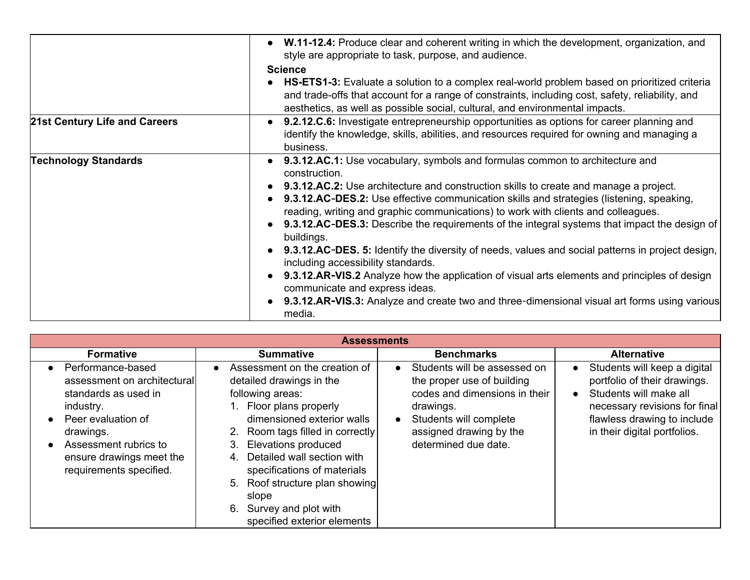| | |
|---|---|
| | • **W.11-12.4:** Produce clear and coherent writing in which the development, organization, and style are appropriate to task, purpose, and audience.<br>**Science**<br>• **HS-ETS1-3:** Evaluate a solution to a complex real-world problem based on prioritized criteria and trade-offs that account for a range of constraints, including cost, safety, reliability, and aesthetics, as well as possible social, cultural, and environmental impacts. |
| **21st Century Life and Careers** | • **9.2.12.C.6:** Investigate entrepreneurship opportunities as options for career planning and identify the knowledge, skills, abilities, and resources required for owning and managing a business. |
| **Technology Standards** | • **9.3.12.AC.1:** Use vocabulary, symbols and formulas common to architecture and construction.<br>• **9.3.12.AC.2:** Use architecture and construction skills to create and manage a project.<br>• **9.3.12.AC-DES.2:** Use effective communication skills and strategies (listening, speaking, reading, writing and graphic communications) to work with clients and colleagues.<br>• **9.3.12.AC-DES.3:** Describe the requirements of the integral systems that impact the design of buildings.<br>• **9.3.12.AC-DES. 5:** Identify the diversity of needs, values and social patterns in project design, including accessibility standards.<br>• **9.3.12.AR-VIS.2** Analyze how the application of visual arts elements and principles of design communicate and express ideas.<br>• **9.3.12.AR-VIS.3:** Analyze and create two and three-dimensional visual art forms using various media. |

| **Assessments** | | | |
|---|---|---|---|
| **Formative** | **Summative** | **Benchmarks** | **Alternative** |
| • Performance-based assessment on architectural standards as used in industry.<br>• Peer evaluation of drawings.<br>• Assessment rubrics to ensure drawings meet the requirements specified. | • Assessment on the creation of detailed drawings in the following areas:<br>1. Floor plans properly dimensioned exterior walls<br>2. Room tags filled in correctly<br>3. Elevations produced<br>4. Detailed wall section with specifications of materials<br>5. Roof structure plan showing slope<br>6. Survey and plot with specified exterior elements | • Students will be assessed on the proper use of building codes and dimensions in their drawings.<br>• Students will complete assigned drawing by the determined due date. | • Students will keep a digital portfolio of their drawings.<br>• Students will make all necessary revisions for final flawless drawing to include in their digital portfolios. |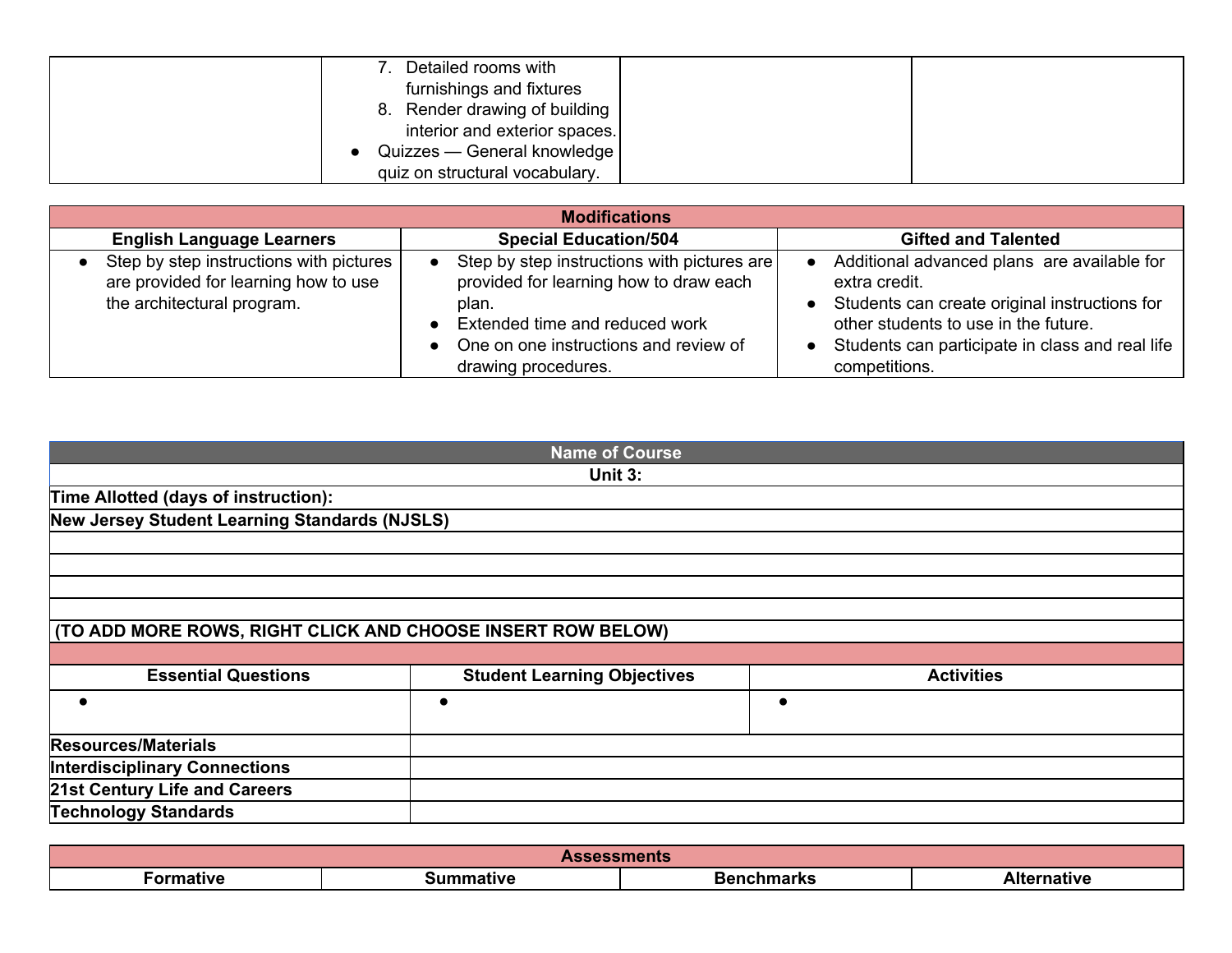| | | | |
|---|---|---|---|
| | 7. Detailed rooms with furnishings and fixtures<br>8. Render drawing of building interior and exterior spaces.<br>● Quizzes — General knowledge quiz on structural vocabulary. | | |

| Modifications | | |
|---|---|---|
| **English Language Learners** | **Special Education/504** | **Gifted and Talented** |
| ● Step by step instructions with pictures are provided for learning how to use the architectural program. | ● Step by step instructions with pictures are provided for learning how to draw each plan.<br>● Extended time and reduced work<br>● One on one instructions and review of drawing procedures. | ● Additional advanced plans are available for extra credit.<br>● Students can create original instructions for other students to use in the future.<br>● Students can participate in class and real life competitions. |

| Name of Course | | |
|---|---|---|
| **Unit 3:** | | |
| **Time Allotted (days of instruction):** | | |
| **New Jersey Student Learning Standards (NJSLS)** | | |
| | | |
| | | |
| | | |
| | | |
| **(TO ADD MORE ROWS, RIGHT CLICK AND CHOOSE INSERT ROW BELOW)** | | |
| | | |
| **Essential Questions** | **Student Learning Objectives** | **Activities** |
| ● | ● | ● |
| **Resources/Materials** | | |
| **Interdisciplinary Connections** | | |
| **21st Century Life and Careers** | | |
| **Technology Standards** | | |

| Assessments | | | |
|---|---|---|---|
| **Formative** | **Summative** | **Benchmarks** | **Alternative** |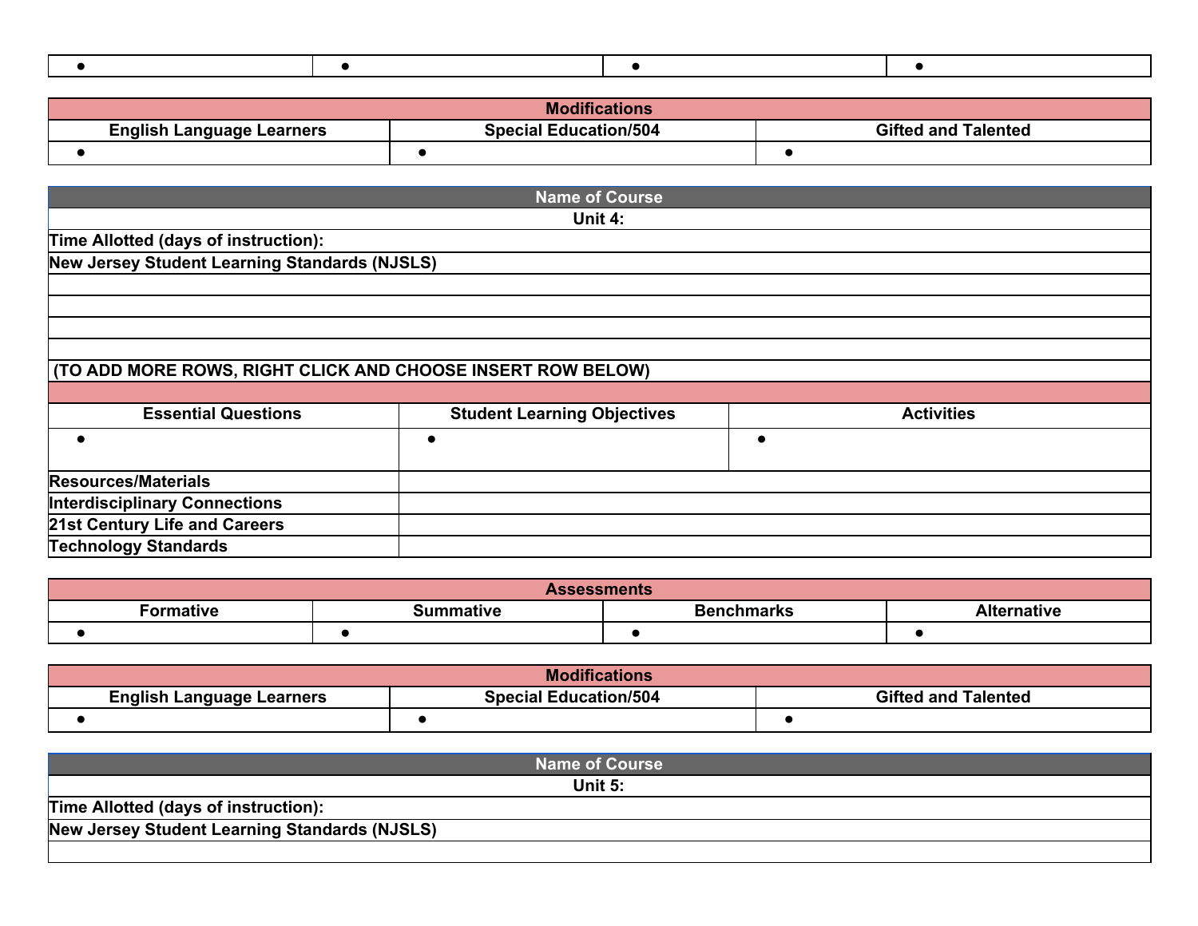| ● | ● | ● | ● |
|---|---|---|---|

| Modifications | | |
|---|---|---|
| **English Language Learners** | **Special Education/504** | **Gifted and Talented** |
| ● | ● | ● |

| Name of Course | | |
|---|---|---|
| **Unit 4:** | | |
| **Time Allotted (days of instruction):** | | |
| **New Jersey Student Learning Standards (NJSLS)** | | |
| | | |
| | | |
| | | |
| | | |
| **(TO ADD MORE ROWS, RIGHT CLICK AND CHOOSE INSERT ROW BELOW)** | | |
| | | |
| **Essential Questions** | **Student Learning Objectives** | **Activities** |
| ● | ● | ● |
| **Resources/Materials** | | |
| **Interdisciplinary Connections** | | |
| **21st Century Life and Careers** | | |
| **Technology Standards** | | |

| Assessments | | | |
|---|---|---|---|
| **Formative** | **Summative** | **Benchmarks** | **Alternative** |
| ● | ● | ● | ● |

| Modifications | | |
|---|---|---|
| **English Language Learners** | **Special Education/504** | **Gifted and Talented** |
| ● | ● | ● |

| Name of Course |
|---|
| **Unit 5:** |
| **Time Allotted (days of instruction):** |
| **New Jersey Student Learning Standards (NJSLS)** |
| |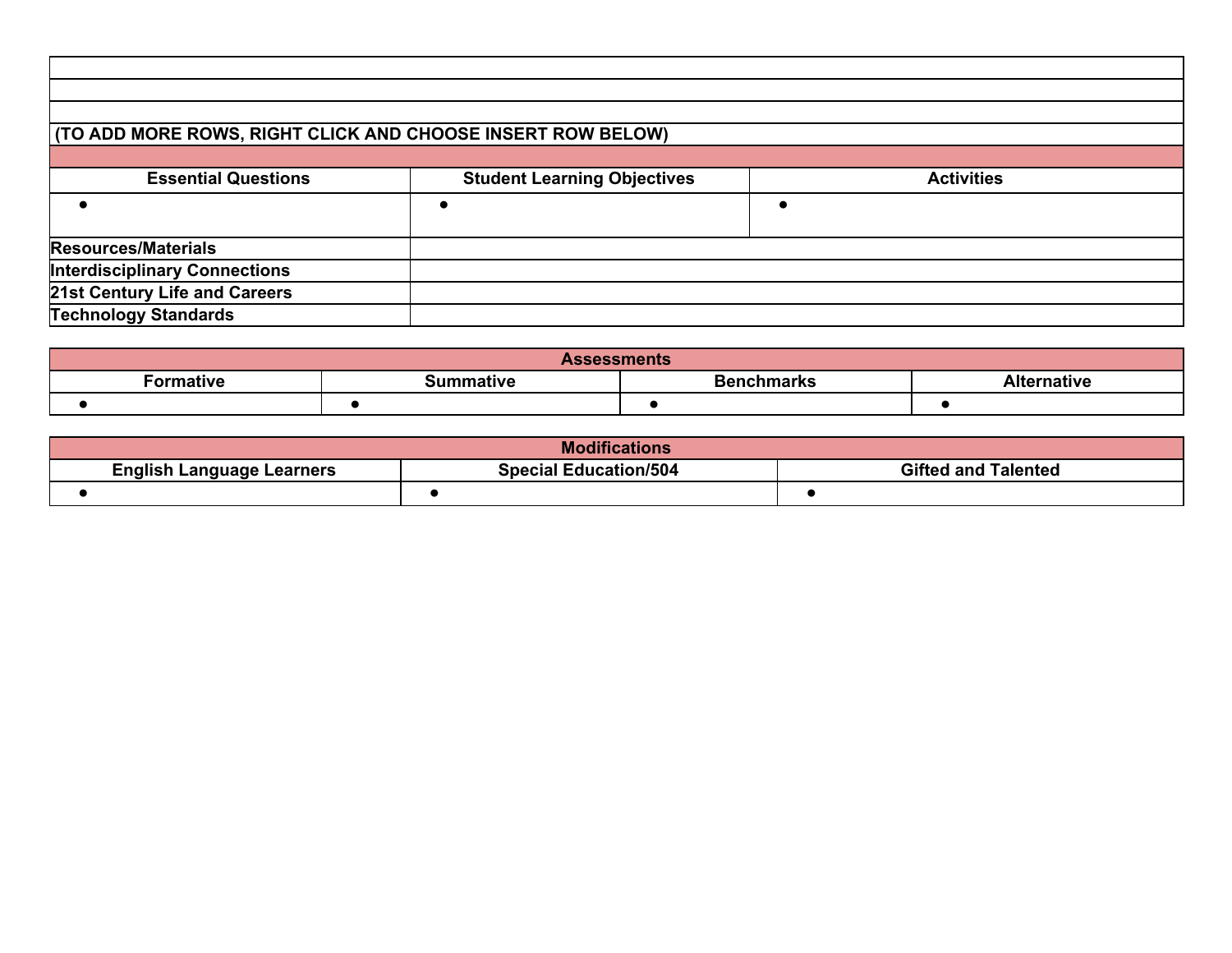| |
|---|
| |
| |
| |
| **(TO ADD MORE ROWS, RIGHT CLICK AND CHOOSE INSERT ROW BELOW)** |

| | | |
|---|---|---|
| **Essential Questions** | **Student Learning Objectives** | **Activities** |
| • | • | • |
| **Resources/Materials** | | |
| **Interdisciplinary Connections** | | |
| **21st Century Life and Careers** | | |
| **Technology Standards** | | |

| **Assessments** | | | |
|---|---|---|---|
| **Formative** | **Summative** | **Benchmarks** | **Alternative** |
| • | • | • | • |

| **Modifications** | | |
|---|---|---|
| **English Language Learners** | **Special Education/504** | **Gifted and Talented** |
| • | • | • |